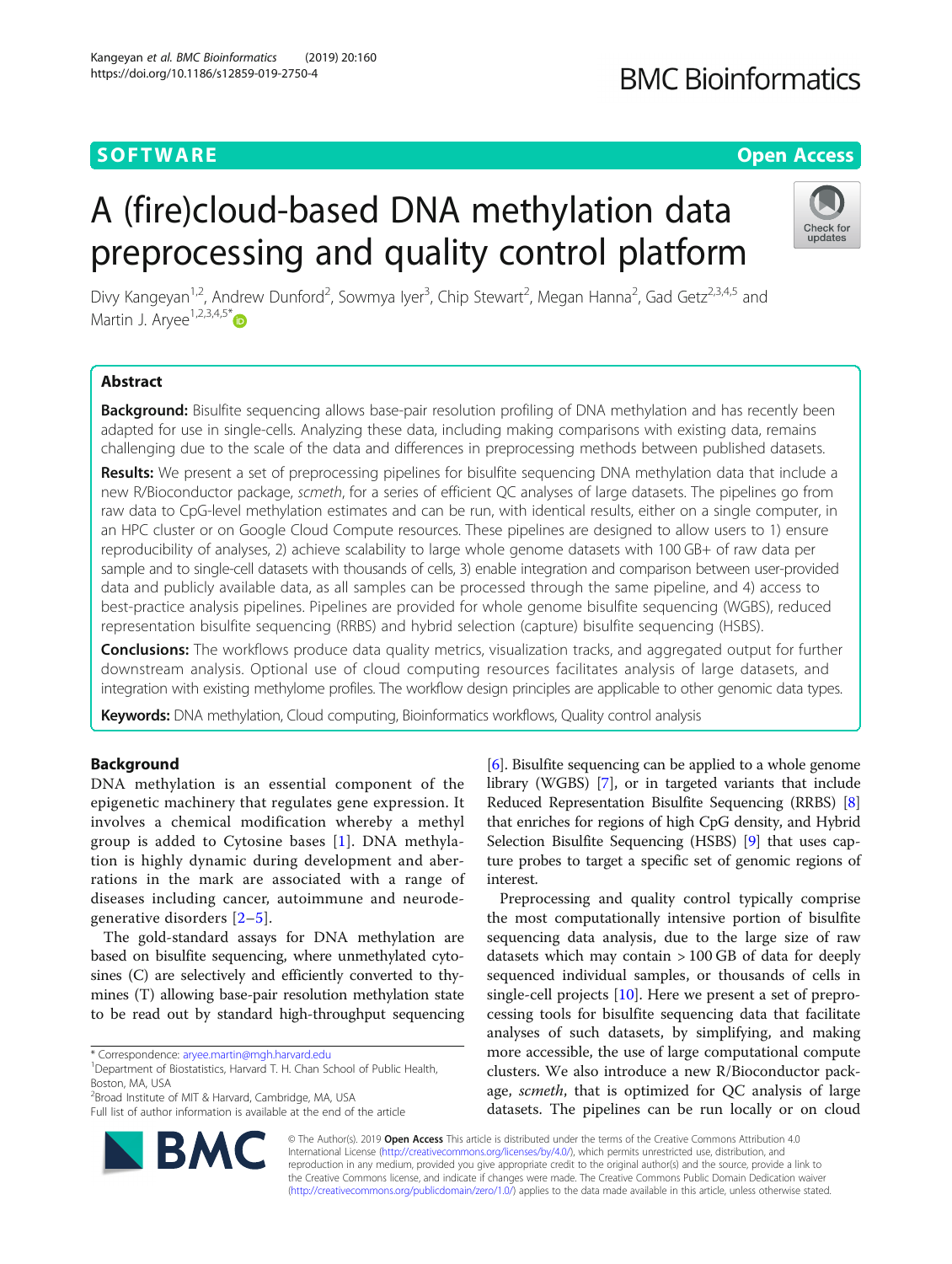SOFTWARE

Open Access

# A (fire)cloud-based DNA methylation data preprocessing and quality control platform

Divy Kangeyan[1,2], Andrew Dunford[2], Sowmya Iyer[3], Chip Stewart[2], Megan Hanna[2], Gad Getz[2,3,4,5] and Martin J. Aryee[1,2,3,4,5*]

## Abstract

**Background:** Bisulfite sequencing allows base-pair resolution profiling of DNA methylation and has recently been adapted for use in single-cells. Analyzing these data, including making comparisons with existing data, remains challenging due to the scale of the data and differences in preprocessing methods between published datasets.

**Results:** We present a set of preprocessing pipelines for bisulfite sequencing DNA methylation data that include a new R/Bioconductor package, *scmeth*, for a series of efficient QC analyses of large datasets. The pipelines go from raw data to CpG-level methylation estimates and can be run, with identical results, either on a single computer, in an HPC cluster or on Google Cloud Compute resources. These pipelines are designed to allow users to 1) ensure reproducibility of analyses, 2) achieve scalability to large whole genome datasets with 100 GB+ of raw data per sample and to single-cell datasets with thousands of cells, 3) enable integration and comparison between user-provided data and publicly available data, as all samples can be processed through the same pipeline, and 4) access to best-practice analysis pipelines. Pipelines are provided for whole genome bisulfite sequencing (WGBS), reduced representation bisulfite sequencing (RRBS) and hybrid selection (capture) bisulfite sequencing (HSBS).

**Conclusions:** The workflows produce data quality metrics, visualization tracks, and aggregated output for further downstream analysis. Optional use of cloud computing resources facilitates analysis of large datasets, and integration with existing methylome profiles. The workflow design principles are applicable to other genomic data types.

**Keywords:** DNA methylation, Cloud computing, Bioinformatics workflows, Quality control analysis

## Background

DNA methylation is an essential component of the epigenetic machinery that regulates gene expression. It involves a chemical modification whereby a methyl group is added to Cytosine bases [1]. DNA methylation is highly dynamic during development and aberrations in the mark are associated with a range of diseases including cancer, autoimmune and neurodegenerative disorders [2–5].

The gold-standard assays for DNA methylation are based on bisulfite sequencing, where unmethylated cytosines (C) are selectively and efficiently converted to thymines (T) allowing base-pair resolution methylation state to be read out by standard high-throughput sequencing [6]. Bisulfite sequencing can be applied to a whole genome library (WGBS) [7], or in targeted variants that include Reduced Representation Bisulfite Sequencing (RRBS) [8] that enriches for regions of high CpG density, and Hybrid Selection Bisulfite Sequencing (HSBS) [9] that uses capture probes to target a specific set of genomic regions of interest.

Preprocessing and quality control typically comprise the most computationally intensive portion of bisulfite sequencing data analysis, due to the large size of raw datasets which may contain > 100 GB of data for deeply sequenced individual samples, or thousands of cells in single-cell projects [10]. Here we present a set of preprocessing tools for bisulfite sequencing data that facilitate analyses of such datasets, by simplifying, and making more accessible, the use of large computational compute clusters. We also introduce a new R/Bioconductor package, *scmeth*, that is optimized for QC analysis of large datasets. The pipelines can be run locally or on cloud

\* Correspondence: aryee.martin@mgh.harvard.edu
[1]Department of Biostatistics, Harvard T. H. Chan School of Public Health, Boston, MA, USA
[2]Broad Institute of MIT & Harvard, Cambridge, MA, USA
Full list of author information is available at the end of the article

© The Author(s). 2019 **Open Access** This article is distributed under the terms of the Creative Commons Attribution 4.0 International License (http://creativecommons.org/licenses/by/4.0/), which permits unrestricted use, distribution, and reproduction in any medium, provided you give appropriate credit to the original author(s) and the source, provide a link to the Creative Commons license, and indicate if changes were made. The Creative Commons Public Domain Dedication waiver (http://creativecommons.org/publicdomain/zero/1.0/) applies to the data made available in this article, unless otherwise stated.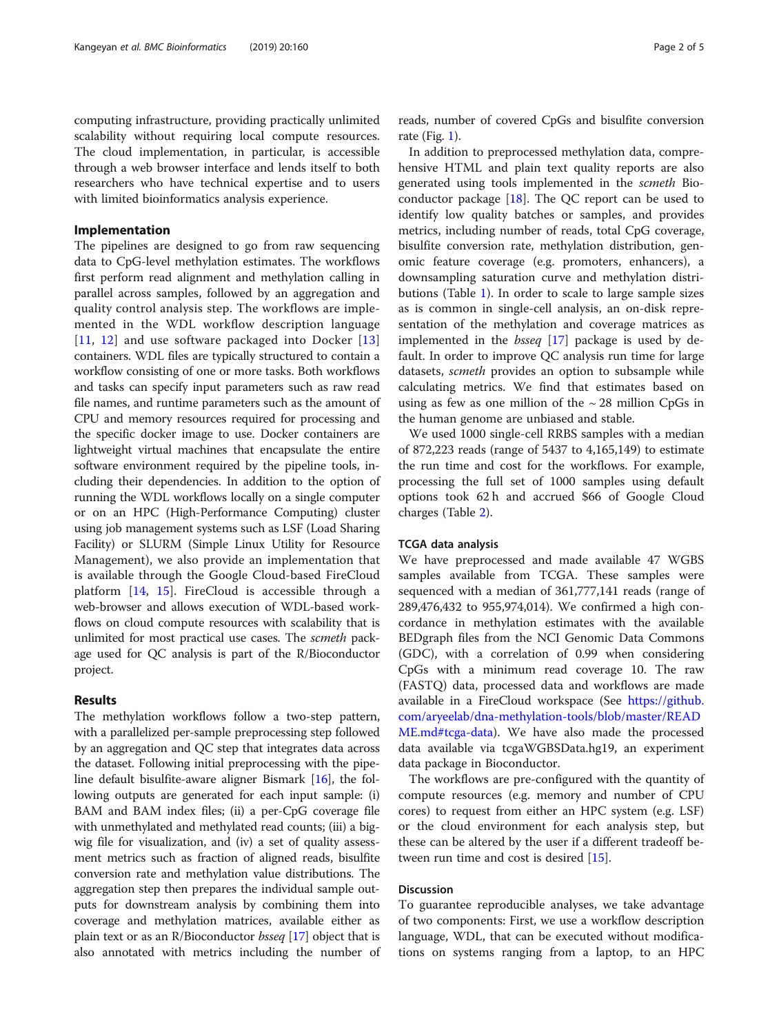computing infrastructure, providing practically unlimited scalability without requiring local compute resources. The cloud implementation, in particular, is accessible through a web browser interface and lends itself to both researchers who have technical expertise and to users with limited bioinformatics analysis experience.

## Implementation

The pipelines are designed to go from raw sequencing data to CpG-level methylation estimates. The workflows first perform read alignment and methylation calling in parallel across samples, followed by an aggregation and quality control analysis step. The workflows are implemented in the WDL workflow description language [11, 12] and use software packaged into Docker [13] containers. WDL files are typically structured to contain a workflow consisting of one or more tasks. Both workflows and tasks can specify input parameters such as raw read file names, and runtime parameters such as the amount of CPU and memory resources required for processing and the specific docker image to use. Docker containers are lightweight virtual machines that encapsulate the entire software environment required by the pipeline tools, including their dependencies. In addition to the option of running the WDL workflows locally on a single computer or on an HPC (High-Performance Computing) cluster using job management systems such as LSF (Load Sharing Facility) or SLURM (Simple Linux Utility for Resource Management), we also provide an implementation that is available through the Google Cloud-based FireCloud platform [14, 15]. FireCloud is accessible through a web-browser and allows execution of WDL-based workflows on cloud compute resources with scalability that is unlimited for most practical use cases. The *scmeth* package used for QC analysis is part of the R/Bioconductor project.

## Results

The methylation workflows follow a two-step pattern, with a parallelized per-sample preprocessing step followed by an aggregation and QC step that integrates data across the dataset. Following initial preprocessing with the pipeline default bisulfite-aware aligner Bismark [16], the following outputs are generated for each input sample: (i) BAM and BAM index files; (ii) a per-CpG coverage file with unmethylated and methylated read counts; (iii) a bigwig file for visualization, and (iv) a set of quality assessment metrics such as fraction of aligned reads, bisulfite conversion rate and methylation value distributions. The aggregation step then prepares the individual sample outputs for downstream analysis by combining them into coverage and methylation matrices, available either as plain text or as an R/Bioconductor *bsseq* [17] object that is also annotated with metrics including the number of reads, number of covered CpGs and bisulfite conversion rate (Fig. 1).

In addition to preprocessed methylation data, comprehensive HTML and plain text quality reports are also generated using tools implemented in the *scmeth* Bioconductor package [18]. The QC report can be used to identify low quality batches or samples, and provides metrics, including number of reads, total CpG coverage, bisulfite conversion rate, methylation distribution, genomic feature coverage (e.g. promoters, enhancers), a downsampling saturation curve and methylation distributions (Table 1). In order to scale to large sample sizes as is common in single-cell analysis, an on-disk representation of the methylation and coverage matrices as implemented in the *bsseq* [17] package is used by default. In order to improve QC analysis run time for large datasets, *scmeth* provides an option to subsample while calculating metrics. We find that estimates based on using as few as one million of the ~ 28 million CpGs in the human genome are unbiased and stable.

We used 1000 single-cell RRBS samples with a median of 872,223 reads (range of 5437 to 4,165,149) to estimate the run time and cost for the workflows. For example, processing the full set of 1000 samples using default options took 62 h and accrued $66 of Google Cloud charges (Table 2).

### TCGA data analysis

We have preprocessed and made available 47 WGBS samples available from TCGA. These samples were sequenced with a median of 361,777,141 reads (range of 289,476,432 to 955,974,014). We confirmed a high concordance in methylation estimates with the available BEDgraph files from the NCI Genomic Data Commons (GDC), with a correlation of 0.99 when considering CpGs with a minimum read coverage 10. The raw (FASTQ) data, processed data and workflows are made available in a FireCloud workspace (See https://github.com/aryeelab/dna-methylation-tools/blob/master/README.md#tcga-data). We have also made the processed data available via tcgaWGBSData.hg19, an experiment data package in Bioconductor.

The workflows are pre-configured with the quantity of compute resources (e.g. memory and number of CPU cores) to request from either an HPC system (e.g. LSF) or the cloud environment for each analysis step, but these can be altered by the user if a different tradeoff between run time and cost is desired [15].

## Discussion

To guarantee reproducible analyses, we take advantage of two components: First, we use a workflow description language, WDL, that can be executed without modifications on systems ranging from a laptop, to an HPC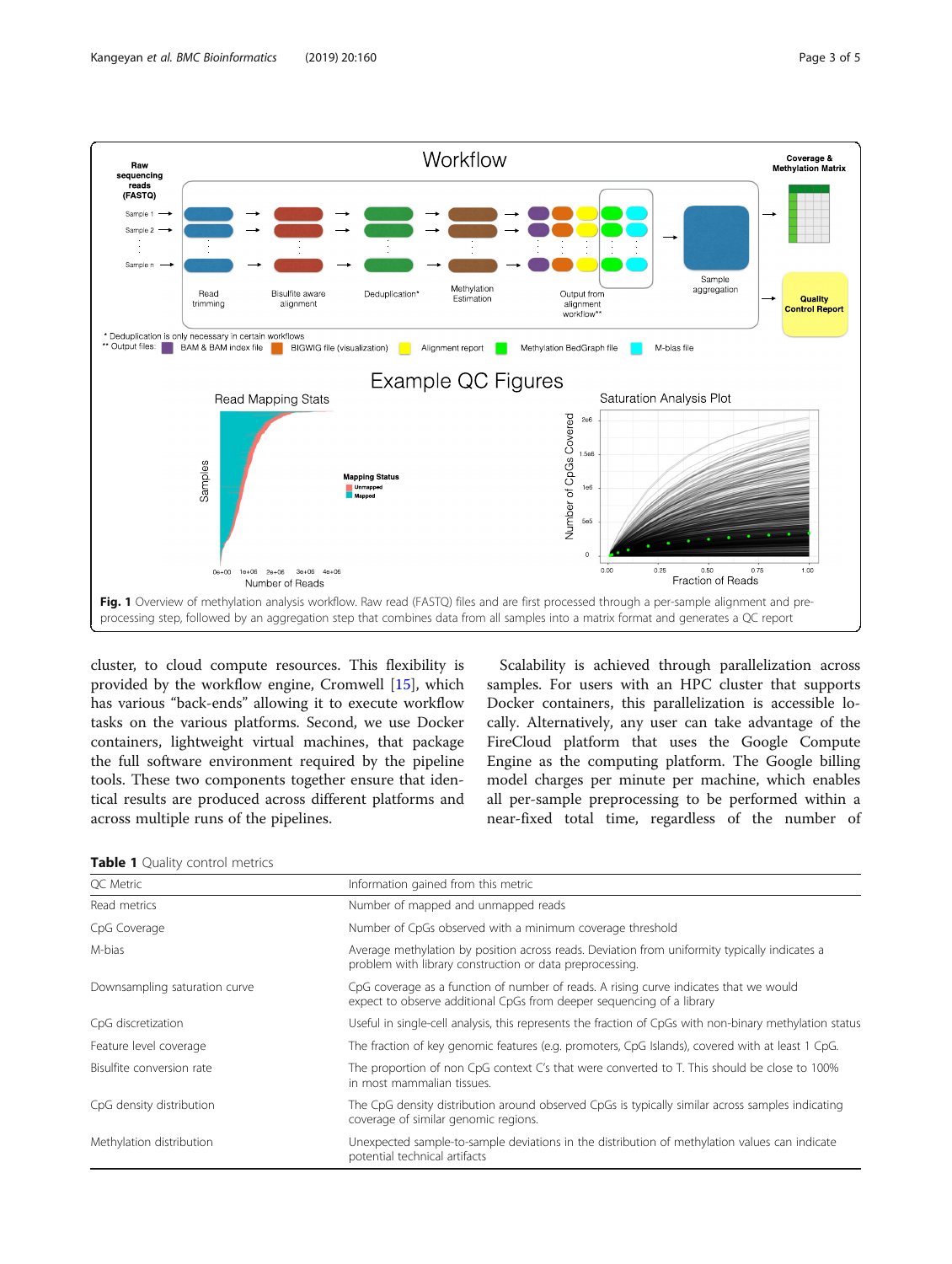Fig. 1 Overview of methylation analysis workflow. Raw read (FASTQ) files and are first processed through a per-sample alignment and pre-processing step, followed by an aggregation step that combines data from all samples into a matrix format and generates a QC report

cluster, to cloud compute resources. This flexibility is provided by the workflow engine, Cromwell [15], which has various "back-ends" allowing it to execute workflow tasks on the various platforms. Second, we use Docker containers, lightweight virtual machines, that package the full software environment required by the pipeline tools. These two components together ensure that identical results are produced across different platforms and across multiple runs of the pipelines.

Scalability is achieved through parallelization across samples. For users with an HPC cluster that supports Docker containers, this parallelization is accessible locally. Alternatively, any user can take advantage of the FireCloud platform that uses the Google Compute Engine as the computing platform. The Google billing model charges per minute per machine, which enables all per-sample preprocessing to be performed within a near-fixed total time, regardless of the number of

**Table 1** Quality control metrics

| QC Metric | Information gained from this metric |
| --- | --- |
| Read metrics | Number of mapped and unmapped reads |
| CpG Coverage | Number of CpGs observed with a minimum coverage threshold |
| M-bias | Average methylation by position across reads. Deviation from uniformity typically indicates a problem with library construction or data preprocessing. |
| Downsampling saturation curve | CpG coverage as a function of number of reads. A rising curve indicates that we would expect to observe additional CpGs from deeper sequencing of a library |
| CpG discretization | Useful in single-cell analysis, this represents the fraction of CpGs with non-binary methylation status |
| Feature level coverage | The fraction of key genomic features (e.g. promoters, CpG Islands), covered with at least 1 CpG. |
| Bisulfite conversion rate | The proportion of non CpG context C's that were converted to T. This should be close to 100% in most mammalian tissues. |
| CpG density distribution | The CpG density distribution around observed CpGs is typically similar across samples indicating coverage of similar genomic regions. |
| Methylation distribution | Unexpected sample-to-sample deviations in the distribution of methylation values can indicate potential technical artifacts |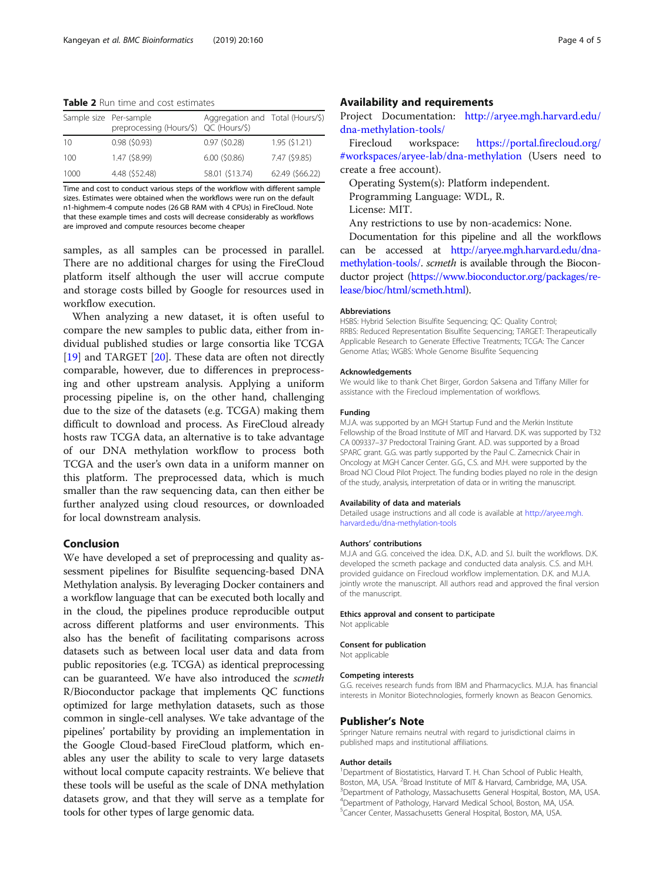**Table 2** Run time and cost estimates

| Sample size | Per-sample preprocessing (Hours/$) | Aggregation and QC (Hours/$) | Total (Hours/$) |
|---|---|---|---|
| 10 | 0.98 ($0.93) | 0.97 ($0.28) | 1.95 ($1.21) |
| 100 | 1.47 ($8.99) | 6.00 ($0.86) | 7.47 ($9.85) |
| 1000 | 4.48 ($52.48) | 58.01 ($13.74) | 62.49 ($66.22) |

Time and cost to conduct various steps of the workflow with different sample sizes. Estimates were obtained when the workflows were run on the default n1-highmem-4 compute nodes (26 GB RAM with 4 CPUs) in FireCloud. Note that these example times and costs will decrease considerably as workflows are improved and compute resources become cheaper

samples, as all samples can be processed in parallel. There are no additional charges for using the FireCloud platform itself although the user will accrue compute and storage costs billed by Google for resources used in workflow execution.

When analyzing a new dataset, it is often useful to compare the new samples to public data, either from individual published studies or large consortia like TCGA [19] and TARGET [20]. These data are often not directly comparable, however, due to differences in preprocessing and other upstream analysis. Applying a uniform processing pipeline is, on the other hand, challenging due to the size of the datasets (e.g. TCGA) making them difficult to download and process. As FireCloud already hosts raw TCGA data, an alternative is to take advantage of our DNA methylation workflow to process both TCGA and the user's own data in a uniform manner on this platform. The preprocessed data, which is much smaller than the raw sequencing data, can then either be further analyzed using cloud resources, or downloaded for local downstream analysis.

## Conclusion

We have developed a set of preprocessing and quality assessment pipelines for Bisulfite sequencing-based DNA Methylation analysis. By leveraging Docker containers and a workflow language that can be executed both locally and in the cloud, the pipelines produce reproducible output across different platforms and user environments. This also has the benefit of facilitating comparisons across datasets such as between local user data and data from public repositories (e.g. TCGA) as identical preprocessing can be guaranteed. We have also introduced the *scmeth* R/Bioconductor package that implements QC functions optimized for large methylation datasets, such as those common in single-cell analyses. We take advantage of the pipelines' portability by providing an implementation in the Google Cloud-based FireCloud platform, which enables any user the ability to scale to very large datasets without local compute capacity restraints. We believe that these tools will be useful as the scale of DNA methylation datasets grow, and that they will serve as a template for tools for other types of large genomic data.

## Availability and requirements

Project Documentation: http://aryee.mgh.harvard.edu/dna-methylation-tools/

Firecloud workspace: https://portal.firecloud.org/#workspaces/aryee-lab/dna-methylation (Users need to create a free account).

Operating System(s): Platform independent.

Programming Language: WDL, R.

License: MIT.

Any restrictions to use by non-academics: None.

Documentation for this pipeline and all the workflows can be accessed at http://aryee.mgh.harvard.edu/dna-methylation-tools/. *scmeth* is available through the Bioconductor project (https://www.bioconductor.org/packages/release/bioc/html/scmeth.html).

### Abbreviations

HSBS: Hybrid Selection Bisulfite Sequencing; QC: Quality Control; RRBS: Reduced Representation Bisulfite Sequencing; TARGET: Therapeutically Applicable Research to Generate Effective Treatments; TCGA: The Cancer Genome Atlas; WGBS: Whole Genome Bisulfite Sequencing

### Acknowledgements

We would like to thank Chet Birger, Gordon Saksena and Tiffany Miller for assistance with the Firecloud implementation of workflows.

### Funding

M.J.A. was supported by an MGH Startup Fund and the Merkin Institute Fellowship of the Broad Institute of MIT and Harvard. D.K. was supported by T32 CA 009337–37 Predoctoral Training Grant. A.D. was supported by a Broad SPARC grant. G.G. was partly supported by the Paul C. Zamecnick Chair in Oncology at MGH Cancer Center. G.G., C.S. and M.H. were supported by the Broad NCI Cloud Pilot Project. The funding bodies played no role in the design of the study, analysis, interpretation of data or in writing the manuscript.

### Availability of data and materials

Detailed usage instructions and all code is available at http://aryee.mgh.harvard.edu/dna-methylation-tools

### Authors' contributions

M.J.A and G.G. conceived the idea. D.K., A.D. and S.I. built the workflows. D.K. developed the scmeth package and conducted data analysis. C.S. and M.H. provided guidance on Firecloud workflow implementation. D.K. and M.J.A. jointly wrote the manuscript. All authors read and approved the final version of the manuscript.

### Ethics approval and consent to participate

Not applicable

### Consent for publication

Not applicable

### Competing interests

G.G. receives research funds from IBM and Pharmacyclics. M.J.A. has financial interests in Monitor Biotechnologies, formerly known as Beacon Genomics.

## Publisher's Note

Springer Nature remains neutral with regard to jurisdictional claims in published maps and institutional affiliations.

### Author details

[1]Department of Biostatistics, Harvard T. H. Chan School of Public Health, Boston, MA, USA. [2]Broad Institute of MIT & Harvard, Cambridge, MA, USA. [3]Department of Pathology, Massachusetts General Hospital, Boston, MA, USA. [4]Department of Pathology, Harvard Medical School, Boston, MA, USA. [5]Cancer Center, Massachusetts General Hospital, Boston, MA, USA.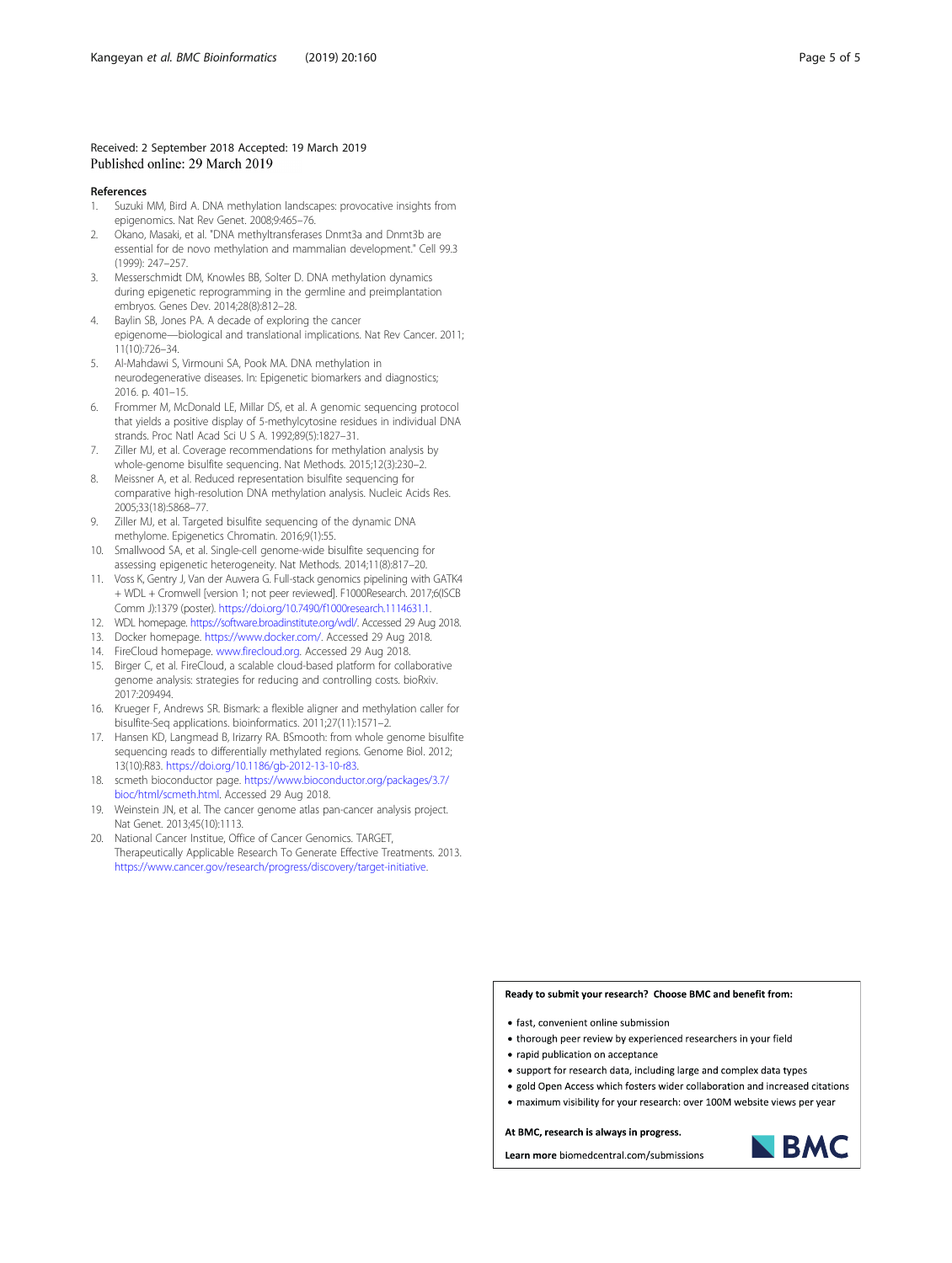Received: 2 September 2018 Accepted: 19 March 2019
Published online: 29 March 2019

## References

1. Suzuki MM, Bird A. DNA methylation landscapes: provocative insights from epigenomics. Nat Rev Genet. 2008;9:465–76.
2. Okano, Masaki, et al. "DNA methyltransferases Dnmt3a and Dnmt3b are essential for de novo methylation and mammalian development." Cell 99.3 (1999): 247–257.
3. Messerschmidt DM, Knowles BB, Solter D. DNA methylation dynamics during epigenetic reprogramming in the germline and preimplantation embryos. Genes Dev. 2014;28(8):812–28.
4. Baylin SB, Jones PA. A decade of exploring the cancer epigenome—biological and translational implications. Nat Rev Cancer. 2011; 11(10):726–34.
5. Al-Mahdawi S, Virmouni SA, Pook MA. DNA methylation in neurodegenerative diseases. In: Epigenetic biomarkers and diagnostics; 2016. p. 401–15.
6. Frommer M, McDonald LE, Millar DS, et al. A genomic sequencing protocol that yields a positive display of 5-methylcytosine residues in individual DNA strands. Proc Natl Acad Sci U S A. 1992;89(5):1827–31.
7. Ziller MJ, et al. Coverage recommendations for methylation analysis by whole-genome bisulfite sequencing. Nat Methods. 2015;12(3):230–2.
8. Meissner A, et al. Reduced representation bisulfite sequencing for comparative high-resolution DNA methylation analysis. Nucleic Acids Res. 2005;33(18):5868–77.
9. Ziller MJ, et al. Targeted bisulfite sequencing of the dynamic DNA methylome. Epigenetics Chromatin. 2016;9(1):55.
10. Smallwood SA, et al. Single-cell genome-wide bisulfite sequencing for assessing epigenetic heterogeneity. Nat Methods. 2014;11(8):817–20.
11. Voss K, Gentry J, Van der Auwera G. Full-stack genomics pipelining with GATK4 + WDL + Cromwell [version 1; not peer reviewed]. F1000Research. 2017;6(ISCB Comm J):1379 (poster). https://doi.org/10.7490/f1000research.1114631.1.
12. WDL homepage. https://software.broadinstitute.org/wdl/. Accessed 29 Aug 2018.
13. Docker homepage. https://www.docker.com/. Accessed 29 Aug 2018.
14. FireCloud homepage. www.firecloud.org. Accessed 29 Aug 2018.
15. Birger C, et al. FireCloud, a scalable cloud-based platform for collaborative genome analysis: strategies for reducing and controlling costs. bioRxiv. 2017:209494.
16. Krueger F, Andrews SR. Bismark: a flexible aligner and methylation caller for bisulfite-Seq applications. bioinformatics. 2011;27(11):1571–2.
17. Hansen KD, Langmead B, Irizarry RA. BSmooth: from whole genome bisulfite sequencing reads to differentially methylated regions. Genome Biol. 2012; 13(10):R83. https://doi.org/10.1186/gb-2012-13-10-r83.
18. scmeth bioconductor page. https://www.bioconductor.org/packages/3.7/bioc/html/scmeth.html. Accessed 29 Aug 2018.
19. Weinstein JN, et al. The cancer genome atlas pan-cancer analysis project. Nat Genet. 2013;45(10):1113.
20. National Cancer Institue, Office of Cancer Genomics. TARGET, Therapeutically Applicable Research To Generate Effective Treatments. 2013. https://www.cancer.gov/research/progress/discovery/target-initiative.

**Ready to submit your research? Choose BMC and benefit from:**

- fast, convenient online submission
- thorough peer review by experienced researchers in your field
- rapid publication on acceptance
- support for research data, including large and complex data types
- gold Open Access which fosters wider collaboration and increased citations
- maximum visibility for your research: over 100M website views per year

**At BMC, research is always in progress.**

**Learn more** biomedcentral.com/submissions

BMC